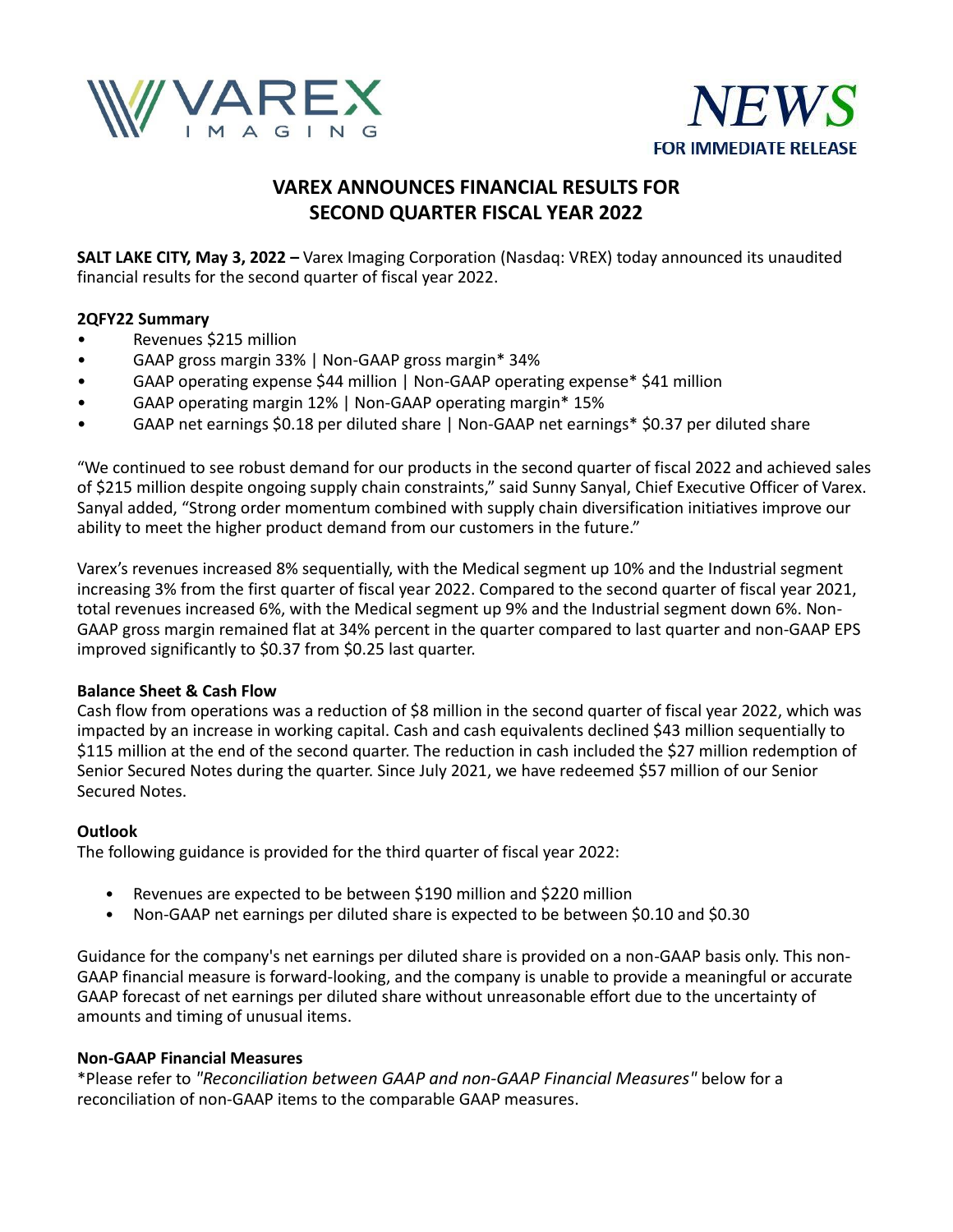VAREX IMAGING

NEWS
FOR IMMEDIATE RELEASE

# VAREX ANNOUNCES FINANCIAL RESULTS FOR SECOND QUARTER FISCAL YEAR 2022

**SALT LAKE CITY, May 3, 2022 –** Varex Imaging Corporation (Nasdaq: VREX) today announced its unaudited financial results for the second quarter of fiscal year 2022.

**2QFY22 Summary**

- Revenues $215 million
- GAAP gross margin 33% | Non-GAAP gross margin* 34%
- GAAP operating expense $44 million | Non-GAAP operating expense* $41 million
- GAAP operating margin 12% | Non-GAAP operating margin* 15%
- GAAP net earnings $0.18 per diluted share | Non-GAAP net earnings* $0.37 per diluted share

"We continued to see robust demand for our products in the second quarter of fiscal 2022 and achieved sales of $215 million despite ongoing supply chain constraints," said Sunny Sanyal, Chief Executive Officer of Varex. Sanyal added, "Strong order momentum combined with supply chain diversification initiatives improve our ability to meet the higher product demand from our customers in the future."

Varex's revenues increased 8% sequentially, with the Medical segment up 10% and the Industrial segment increasing 3% from the first quarter of fiscal year 2022. Compared to the second quarter of fiscal year 2021, total revenues increased 6%, with the Medical segment up 9% and the Industrial segment down 6%. Non-GAAP gross margin remained flat at 34% percent in the quarter compared to last quarter and non-GAAP EPS improved significantly to $0.37 from $0.25 last quarter.

**Balance Sheet & Cash Flow**

Cash flow from operations was a reduction of $8 million in the second quarter of fiscal year 2022, which was impacted by an increase in working capital. Cash and cash equivalents declined $43 million sequentially to $115 million at the end of the second quarter. The reduction in cash included the $27 million redemption of Senior Secured Notes during the quarter. Since July 2021, we have redeemed $57 million of our Senior Secured Notes.

**Outlook**

The following guidance is provided for the third quarter of fiscal year 2022:

- Revenues are expected to be between $190 million and $220 million
- Non-GAAP net earnings per diluted share is expected to be between $0.10 and $0.30

Guidance for the company's net earnings per diluted share is provided on a non-GAAP basis only. This non-GAAP financial measure is forward-looking, and the company is unable to provide a meaningful or accurate GAAP forecast of net earnings per diluted share without unreasonable effort due to the uncertainty of amounts and timing of unusual items.

**Non-GAAP Financial Measures**

*Please refer to *"Reconciliation between GAAP and non-GAAP Financial Measures"* below for a reconciliation of non-GAAP items to the comparable GAAP measures.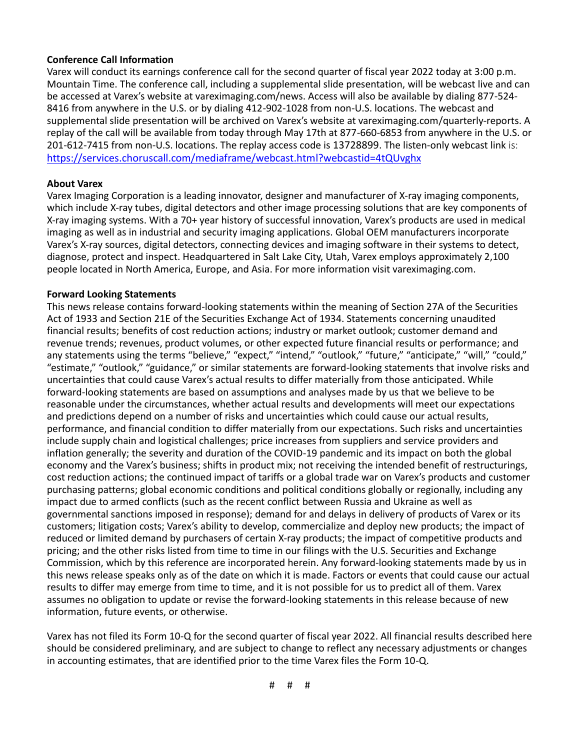**Conference Call Information**

Varex will conduct its earnings conference call for the second quarter of fiscal year 2022 today at 3:00 p.m. Mountain Time. The conference call, including a supplemental slide presentation, will be webcast live and can be accessed at Varex's website at vareximaging.com/news. Access will also be available by dialing 877-524-8416 from anywhere in the U.S. or by dialing 412-902-1028 from non-U.S. locations. The webcast and supplemental slide presentation will be archived on Varex's website at vareximaging.com/quarterly-reports. A replay of the call will be available from today through May 17th at 877-660-6853 from anywhere in the U.S. or 201-612-7415 from non-U.S. locations. The replay access code is 13728899. The listen-only webcast link is: [https://services.choruscall.com/mediaframe/webcast.html?webcastid=4tQUvghx](https://services.choruscall.com/mediaframe/webcast.html?webcastid=4tQUvghx)

**About Varex**

Varex Imaging Corporation is a leading innovator, designer and manufacturer of X-ray imaging components, which include X-ray tubes, digital detectors and other image processing solutions that are key components of X-ray imaging systems. With a 70+ year history of successful innovation, Varex's products are used in medical imaging as well as in industrial and security imaging applications. Global OEM manufacturers incorporate Varex's X-ray sources, digital detectors, connecting devices and imaging software in their systems to detect, diagnose, protect and inspect. Headquartered in Salt Lake City, Utah, Varex employs approximately 2,100 people located in North America, Europe, and Asia. For more information visit vareximaging.com.

**Forward Looking Statements**

This news release contains forward-looking statements within the meaning of Section 27A of the Securities Act of 1933 and Section 21E of the Securities Exchange Act of 1934. Statements concerning unaudited financial results; benefits of cost reduction actions; industry or market outlook; customer demand and revenue trends; revenues, product volumes, or other expected future financial results or performance; and any statements using the terms "believe," "expect," "intend," "outlook," "future," "anticipate," "will," "could," "estimate," "outlook," "guidance," or similar statements are forward-looking statements that involve risks and uncertainties that could cause Varex's actual results to differ materially from those anticipated. While forward-looking statements are based on assumptions and analyses made by us that we believe to be reasonable under the circumstances, whether actual results and developments will meet our expectations and predictions depend on a number of risks and uncertainties which could cause our actual results, performance, and financial condition to differ materially from our expectations. Such risks and uncertainties include supply chain and logistical challenges; price increases from suppliers and service providers and inflation generally; the severity and duration of the COVID-19 pandemic and its impact on both the global economy and the Varex's business; shifts in product mix; not receiving the intended benefit of restructurings, cost reduction actions; the continued impact of tariffs or a global trade war on Varex's products and customer purchasing patterns; global economic conditions and political conditions globally or regionally, including any impact due to armed conflicts (such as the recent conflict between Russia and Ukraine as well as governmental sanctions imposed in response); demand for and delays in delivery of products of Varex or its customers; litigation costs; Varex's ability to develop, commercialize and deploy new products; the impact of reduced or limited demand by purchasers of certain X-ray products; the impact of competitive products and pricing; and the other risks listed from time to time in our filings with the U.S. Securities and Exchange Commission, which by this reference are incorporated herein. Any forward-looking statements made by us in this news release speaks only as of the date on which it is made. Factors or events that could cause our actual results to differ may emerge from time to time, and it is not possible for us to predict all of them. Varex assumes no obligation to update or revise the forward-looking statements in this release because of new information, future events, or otherwise.

Varex has not filed its Form 10-Q for the second quarter of fiscal year 2022. All financial results described here should be considered preliminary, and are subject to change to reflect any necessary adjustments or changes in accounting estimates, that are identified prior to the time Varex files the Form 10-Q.

# # #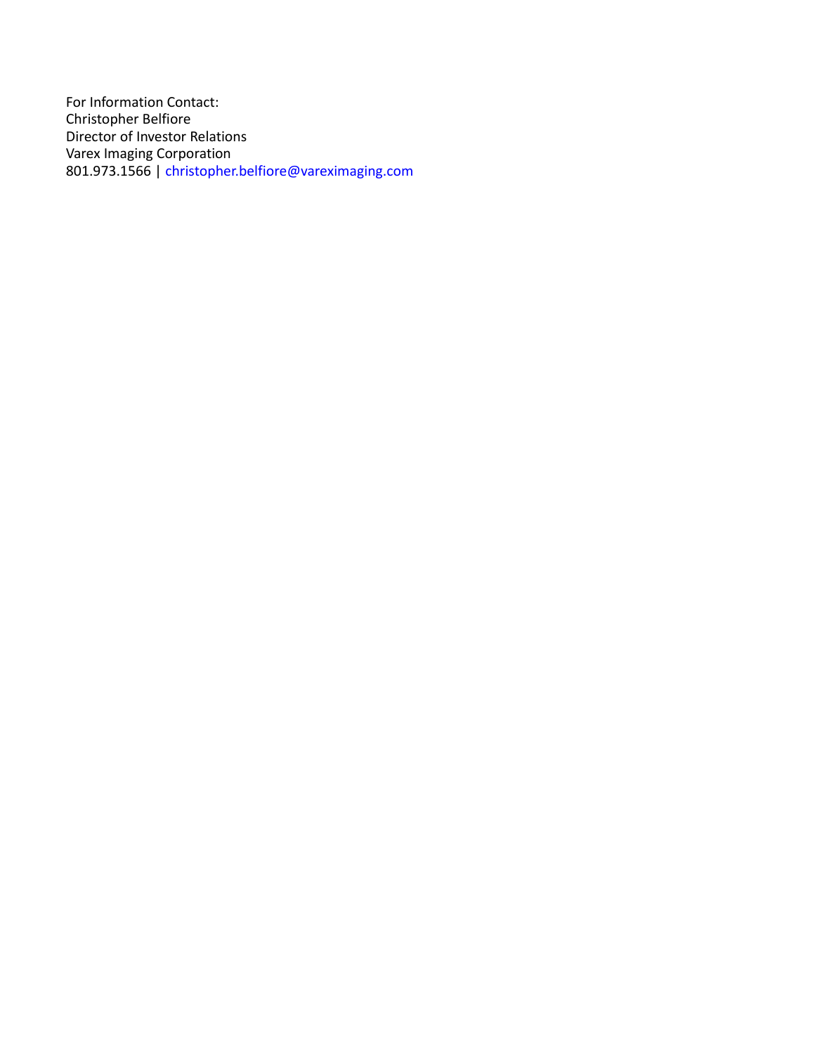For Information Contact:
Christopher Belfiore
Director of Investor Relations
Varex Imaging Corporation
801.973.1566 | christopher.belfiore@vareximaging.com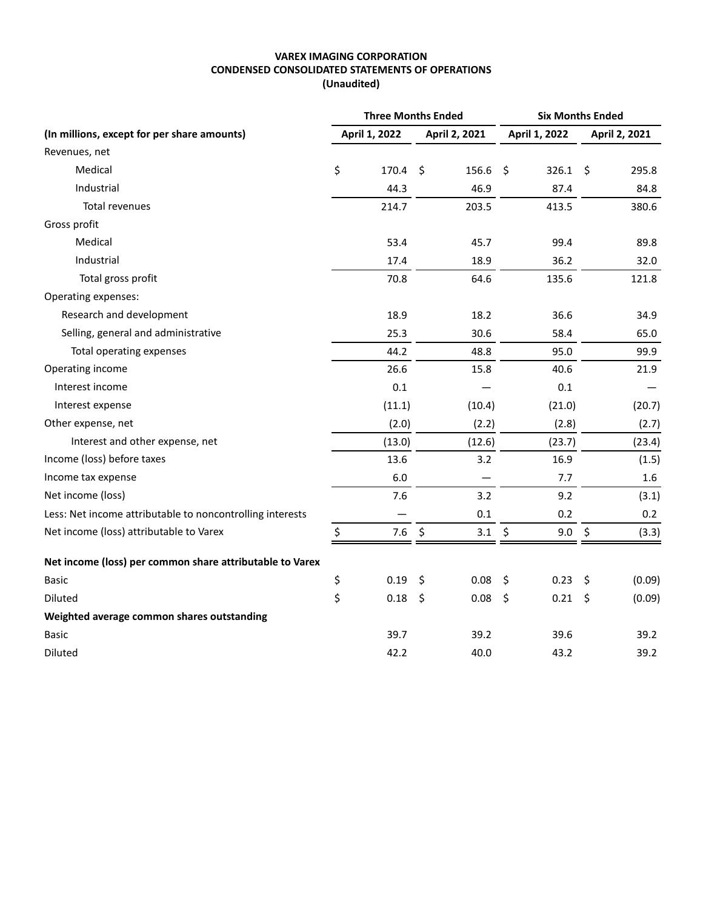**VAREX IMAGING CORPORATION**
**CONDENSED CONSOLIDATED STATEMENTS OF OPERATIONS**
**(Unaudited)**

| | Three Months Ended | | Six Months Ended | |
|---|---|---|---|---|
| **(In millions, except for per share amounts)** | **April 1, 2022** | **April 2, 2021** | **April 1, 2022** | **April 2, 2021** |
| Revenues, net | | | | |
| Medical | $ 170.4 | $ 156.6 | $ 326.1 | $ 295.8 |
| Industrial | 44.3 | 46.9 | 87.4 | 84.8 |
| Total revenues | 214.7 | 203.5 | 413.5 | 380.6 |
| Gross profit | | | | |
| Medical | 53.4 | 45.7 | 99.4 | 89.8 |
| Industrial | 17.4 | 18.9 | 36.2 | 32.0 |
| Total gross profit | 70.8 | 64.6 | 135.6 | 121.8 |
| Operating expenses: | | | | |
| Research and development | 18.9 | 18.2 | 36.6 | 34.9 |
| Selling, general and administrative | 25.3 | 30.6 | 58.4 | 65.0 |
| Total operating expenses | 44.2 | 48.8 | 95.0 | 99.9 |
| Operating income | 26.6 | 15.8 | 40.6 | 21.9 |
| Interest income | 0.1 | — | 0.1 | — |
| Interest expense | (11.1) | (10.4) | (21.0) | (20.7) |
| Other expense, net | (2.0) | (2.2) | (2.8) | (2.7) |
| Interest and other expense, net | (13.0) | (12.6) | (23.7) | (23.4) |
| Income (loss) before taxes | 13.6 | 3.2 | 16.9 | (1.5) |
| Income tax expense | 6.0 | — | 7.7 | 1.6 |
| Net income (loss) | 7.6 | 3.2 | 9.2 | (3.1) |
| Less: Net income attributable to noncontrolling interests | — | 0.1 | 0.2 | 0.2 |
| Net income (loss) attributable to Varex | $ 7.6 | $ 3.1 | $ 9.0 | $ (3.3) |
| **Net income (loss) per common share attributable to Varex** | | | | |
| Basic | $ 0.19 | $ 0.08 | $ 0.23 | $ (0.09) |
| Diluted | $ 0.18 | $ 0.08 | $ 0.21 | $ (0.09) |
| **Weighted average common shares outstanding** | | | | |
| Basic | 39.7 | 39.2 | 39.6 | 39.2 |
| Diluted | 42.2 | 40.0 | 43.2 | 39.2 |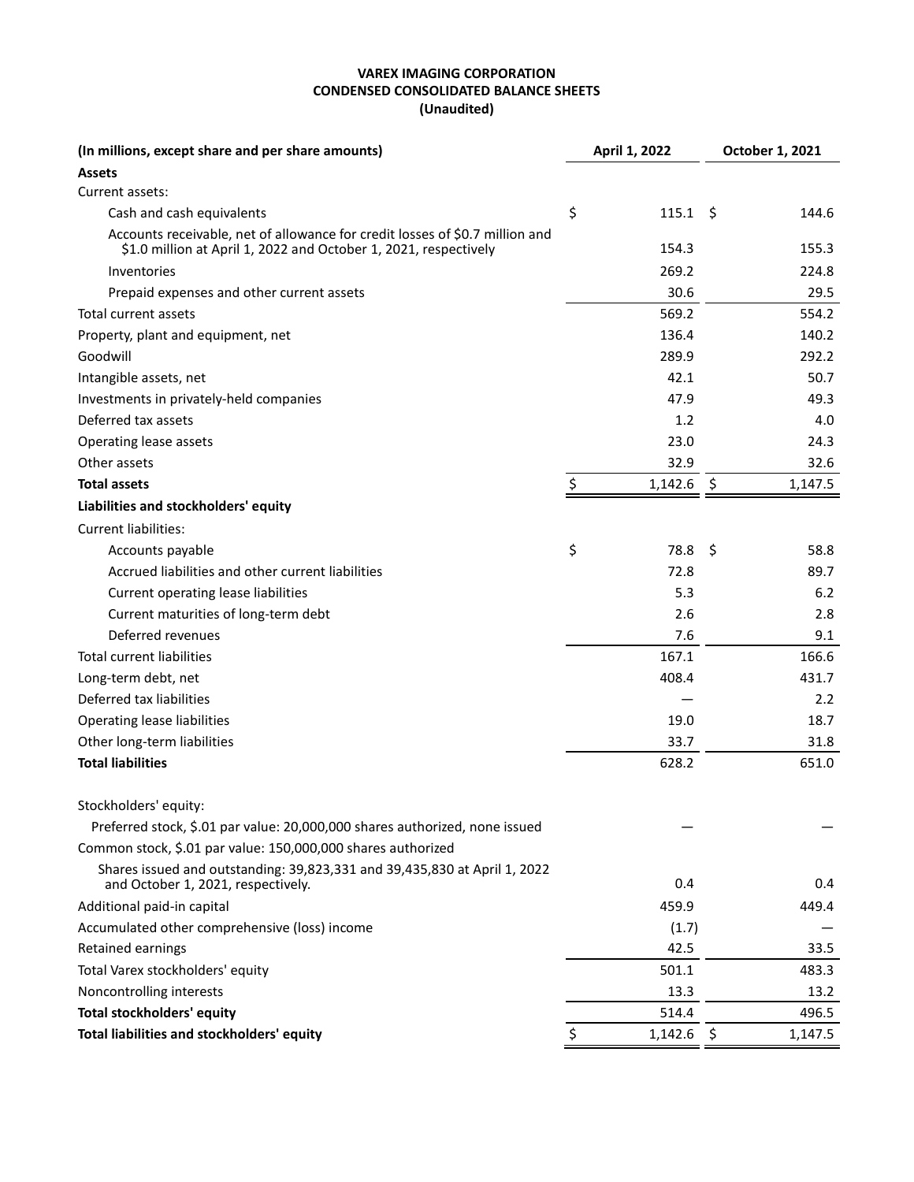**VAREX IMAGING CORPORATION**
**CONDENSED CONSOLIDATED BALANCE SHEETS**
**(Unaudited)**

| (In millions, except share and per share amounts) | April 1, 2022 | October 1, 2021 |
|---|---|---|
| **Assets** | | |
| Current assets: | | |
| Cash and cash equivalents | $ 115.1 | $ 144.6 |
| Accounts receivable, net of allowance for credit losses of $0.7 million and $1.0 million at April 1, 2022 and October 1, 2021, respectively | 154.3 | 155.3 |
| Inventories | 269.2 | 224.8 |
| Prepaid expenses and other current assets | 30.6 | 29.5 |
| Total current assets | 569.2 | 554.2 |
| Property, plant and equipment, net | 136.4 | 140.2 |
| Goodwill | 289.9 | 292.2 |
| Intangible assets, net | 42.1 | 50.7 |
| Investments in privately-held companies | 47.9 | 49.3 |
| Deferred tax assets | 1.2 | 4.0 |
| Operating lease assets | 23.0 | 24.3 |
| Other assets | 32.9 | 32.6 |
| **Total assets** | $ 1,142.6 | $ 1,147.5 |
| **Liabilities and stockholders' equity** | | |
| Current liabilities: | | |
| Accounts payable | $ 78.8 | $ 58.8 |
| Accrued liabilities and other current liabilities | 72.8 | 89.7 |
| Current operating lease liabilities | 5.3 | 6.2 |
| Current maturities of long-term debt | 2.6 | 2.8 |
| Deferred revenues | 7.6 | 9.1 |
| Total current liabilities | 167.1 | 166.6 |
| Long-term debt, net | 408.4 | 431.7 |
| Deferred tax liabilities | — | 2.2 |
| Operating lease liabilities | 19.0 | 18.7 |
| Other long-term liabilities | 33.7 | 31.8 |
| **Total liabilities** | 628.2 | 651.0 |
| | | |
| Stockholders' equity: | | |
| Preferred stock, $.01 par value: 20,000,000 shares authorized, none issued | — | — |
| Common stock, $.01 par value: 150,000,000 shares authorized | | |
| Shares issued and outstanding: 39,823,331 and 39,435,830 at April 1, 2022 and October 1, 2021, respectively. | 0.4 | 0.4 |
| Additional paid-in capital | 459.9 | 449.4 |
| Accumulated other comprehensive (loss) income | (1.7) | — |
| Retained earnings | 42.5 | 33.5 |
| Total Varex stockholders' equity | 501.1 | 483.3 |
| Noncontrolling interests | 13.3 | 13.2 |
| **Total stockholders' equity** | 514.4 | 496.5 |
| **Total liabilities and stockholders' equity** | $ 1,142.6 | $ 1,147.5 |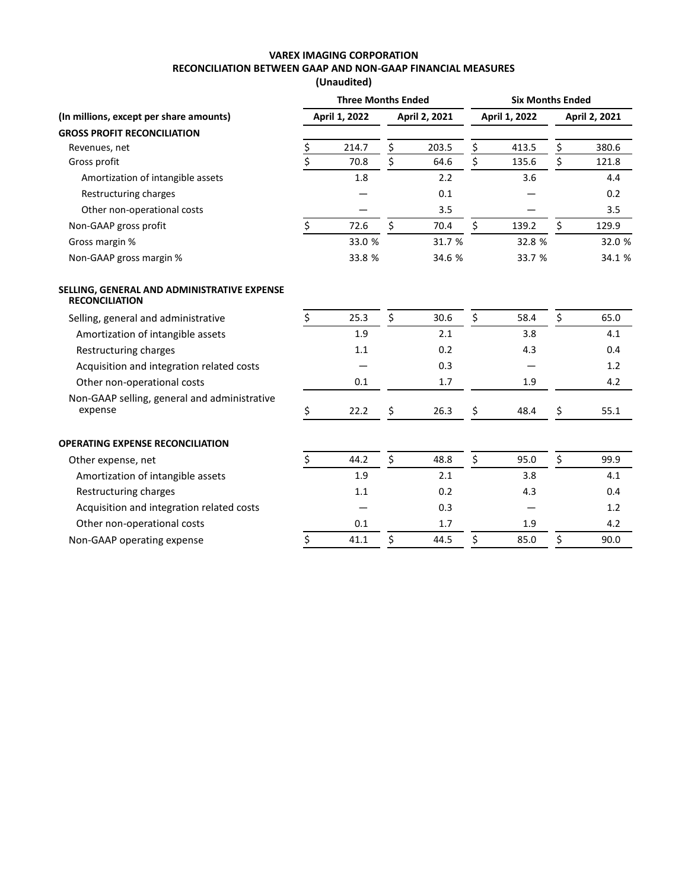**VAREX IMAGING CORPORATION**
**RECONCILIATION BETWEEN GAAP AND NON-GAAP FINANCIAL MEASURES**
**(Unaudited)**

| | Three Months Ended | | Six Months Ended | |
|---|---|---|---|---|
| **(In millions, except per share amounts)** | **April 1, 2022** | **April 2, 2021** | **April 1, 2022** | **April 2, 2021** |
| **GROSS PROFIT RECONCILIATION** | | | | |
| Revenues, net | $ 214.7 | $ 203.5 | $ 413.5 | $ 380.6 |
| Gross profit | $ 70.8 | $ 64.6 | $ 135.6 | $ 121.8 |
| Amortization of intangible assets | 1.8 | 2.2 | 3.6 | 4.4 |
| Restructuring charges | — | 0.1 | — | 0.2 |
| Other non-operational costs | — | 3.5 | — | 3.5 |
| Non-GAAP gross profit | $ 72.6 | $ 70.4 | $ 139.2 | $ 129.9 |
| Gross margin % | 33.0 % | 31.7 % | 32.8 % | 32.0 % |
| Non-GAAP gross margin % | 33.8 % | 34.6 % | 33.7 % | 34.1 % |
| | | | | |
| **SELLING, GENERAL AND ADMINISTRATIVE EXPENSE RECONCILIATION** | | | | |
| Selling, general and administrative | $ 25.3 | $ 30.6 | $ 58.4 | $ 65.0 |
| Amortization of intangible assets | 1.9 | 2.1 | 3.8 | 4.1 |
| Restructuring charges | 1.1 | 0.2 | 4.3 | 0.4 |
| Acquisition and integration related costs | — | 0.3 | — | 1.2 |
| Other non-operational costs | 0.1 | 1.7 | 1.9 | 4.2 |
| Non-GAAP selling, general and administrative expense | $ 22.2 | $ 26.3 | $ 48.4 | $ 55.1 |
| | | | | |
| **OPERATING EXPENSE RECONCILIATION** | | | | |
| Other expense, net | $ 44.2 | $ 48.8 | $ 95.0 | $ 99.9 |
| Amortization of intangible assets | 1.9 | 2.1 | 3.8 | 4.1 |
| Restructuring charges | 1.1 | 0.2 | 4.3 | 0.4 |
| Acquisition and integration related costs | — | 0.3 | — | 1.2 |
| Other non-operational costs | 0.1 | 1.7 | 1.9 | 4.2 |
| Non-GAAP operating expense | $ 41.1 | $ 44.5 | $ 85.0 | $ 90.0 |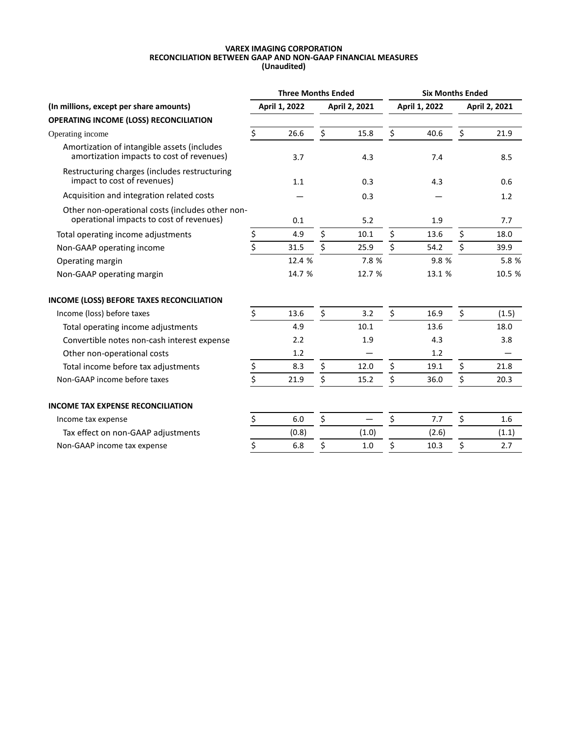**VAREX IMAGING CORPORATION**
**RECONCILIATION BETWEEN GAAP AND NON-GAAP FINANCIAL MEASURES**
**(Unaudited)**

| | Three Months Ended | | Six Months Ended | |
|---|---|---|---|---|
| **(In millions, except per share amounts)** | **April 1, 2022** | **April 2, 2021** | **April 1, 2022** | **April 2, 2021** |
| **OPERATING INCOME (LOSS) RECONCILIATION** | | | | |
| Operating income | $ 26.6 | $ 15.8 | $ 40.6 | $ 21.9 |
| Amortization of intangible assets (includes amortization impacts to cost of revenues) | 3.7 | 4.3 | 7.4 | 8.5 |
| Restructuring charges (includes restructuring impact to cost of revenues) | 1.1 | 0.3 | 4.3 | 0.6 |
| Acquisition and integration related costs | — | 0.3 | — | 1.2 |
| Other non-operational costs (includes other non-operational impacts to cost of revenues) | 0.1 | 5.2 | 1.9 | 7.7 |
| Total operating income adjustments | $ 4.9 | $ 10.1 | $ 13.6 | $ 18.0 |
| Non-GAAP operating income | $ 31.5 | $ 25.9 | $ 54.2 | $ 39.9 |
| Operating margin | 12.4 % | 7.8 % | 9.8 % | 5.8 % |
| Non-GAAP operating margin | 14.7 % | 12.7 % | 13.1 % | 10.5 % |
| | | | | |
| **INCOME (LOSS) BEFORE TAXES RECONCILIATION** | | | | |
| Income (loss) before taxes | $ 13.6 | $ 3.2 | $ 16.9 | $ (1.5) |
| Total operating income adjustments | 4.9 | 10.1 | 13.6 | 18.0 |
| Convertible notes non-cash interest expense | 2.2 | 1.9 | 4.3 | 3.8 |
| Other non-operational costs | 1.2 | — | 1.2 | — |
| Total income before tax adjustments | $ 8.3 | $ 12.0 | $ 19.1 | $ 21.8 |
| Non-GAAP income before taxes | $ 21.9 | $ 15.2 | $ 36.0 | $ 20.3 |
| | | | | |
| **INCOME TAX EXPENSE RECONCILIATION** | | | | |
| Income tax expense | $ 6.0 | $ — | $ 7.7 | $ 1.6 |
| Tax effect on non-GAAP adjustments | (0.8) | (1.0) | (2.6) | (1.1) |
| Non-GAAP income tax expense | $ 6.8 | $ 1.0 | $ 10.3 | $ 2.7 |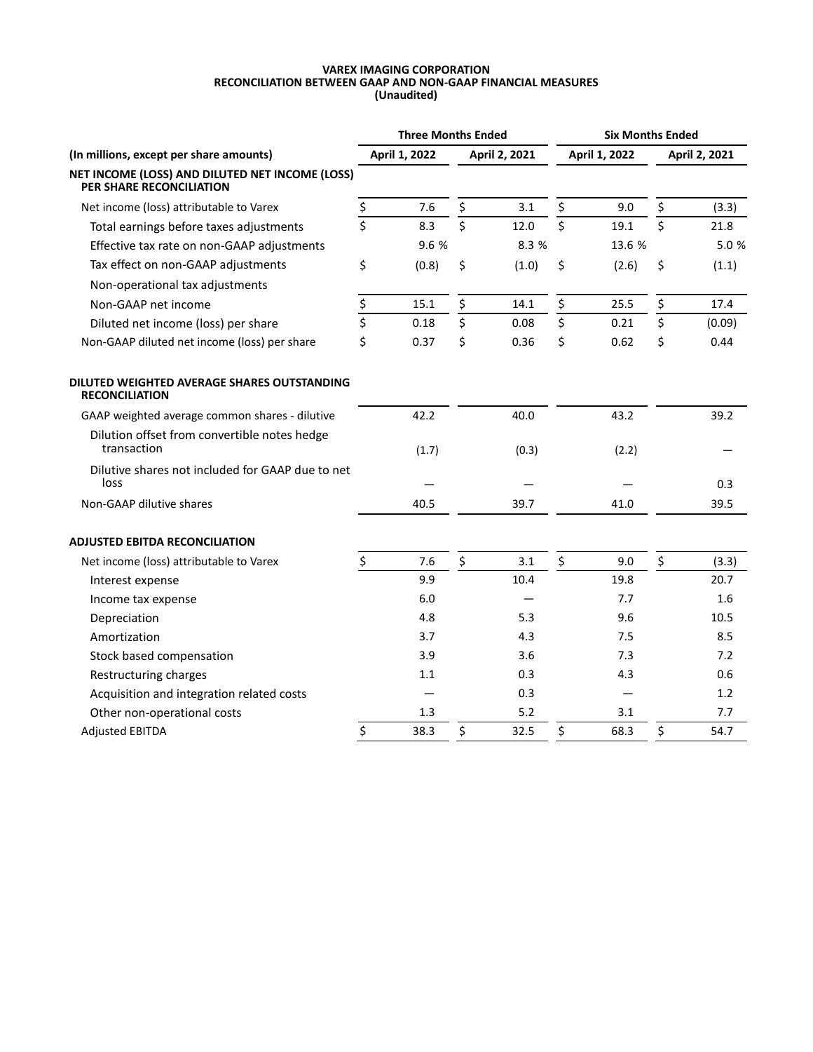**VAREX IMAGING CORPORATION**
**RECONCILIATION BETWEEN GAAP AND NON-GAAP FINANCIAL MEASURES**
**(Unaudited)**

| | Three Months Ended | | Six Months Ended | |
|---|---|---|---|---|
| **(In millions, except per share amounts)** | **April 1, 2022** | **April 2, 2021** | **April 1, 2022** | **April 2, 2021** |
| **NET INCOME (LOSS) AND DILUTED NET INCOME (LOSS) PER SHARE RECONCILIATION** | | | | |
| Net income (loss) attributable to Varex | $ 7.6 | $ 3.1 | $ 9.0 | $ (3.3) |
| Total earnings before taxes adjustments | $ 8.3 | $ 12.0 | $ 19.1 | $ 21.8 |
| Effective tax rate on non-GAAP adjustments | 9.6 % | 8.3 % | 13.6 % | 5.0 % |
| Tax effect on non-GAAP adjustments | $ (0.8) | $ (1.0) | $ (2.6) | $ (1.1) |
| Non-operational tax adjustments | | | | |
| Non-GAAP net income | $ 15.1 | $ 14.1 | $ 25.5 | $ 17.4 |
| Diluted net income (loss) per share | $ 0.18 | $ 0.08 | $ 0.21 | $ (0.09) |
| Non-GAAP diluted net income (loss) per share | $ 0.37 | $ 0.36 | $ 0.62 | $ 0.44 |
| | | | | |
| **DILUTED WEIGHTED AVERAGE SHARES OUTSTANDING RECONCILIATION** | | | | |
| GAAP weighted average common shares - dilutive | 42.2 | 40.0 | 43.2 | 39.2 |
| Dilution offset from convertible notes hedge transaction | (1.7) | (0.3) | (2.2) | — |
| Dilutive shares not included for GAAP due to net loss | — | — | — | 0.3 |
| Non-GAAP dilutive shares | 40.5 | 39.7 | 41.0 | 39.5 |
| | | | | |
| **ADJUSTED EBITDA RECONCILIATION** | | | | |
| Net income (loss) attributable to Varex | $ 7.6 | $ 3.1 | $ 9.0 | $ (3.3) |
| Interest expense | 9.9 | 10.4 | 19.8 | 20.7 |
| Income tax expense | 6.0 | — | 7.7 | 1.6 |
| Depreciation | 4.8 | 5.3 | 9.6 | 10.5 |
| Amortization | 3.7 | 4.3 | 7.5 | 8.5 |
| Stock based compensation | 3.9 | 3.6 | 7.3 | 7.2 |
| Restructuring charges | 1.1 | 0.3 | 4.3 | 0.6 |
| Acquisition and integration related costs | — | 0.3 | — | 1.2 |
| Other non-operational costs | 1.3 | 5.2 | 3.1 | 7.7 |
| Adjusted EBITDA | $ 38.3 | $ 32.5 | $ 68.3 | $ 54.7 |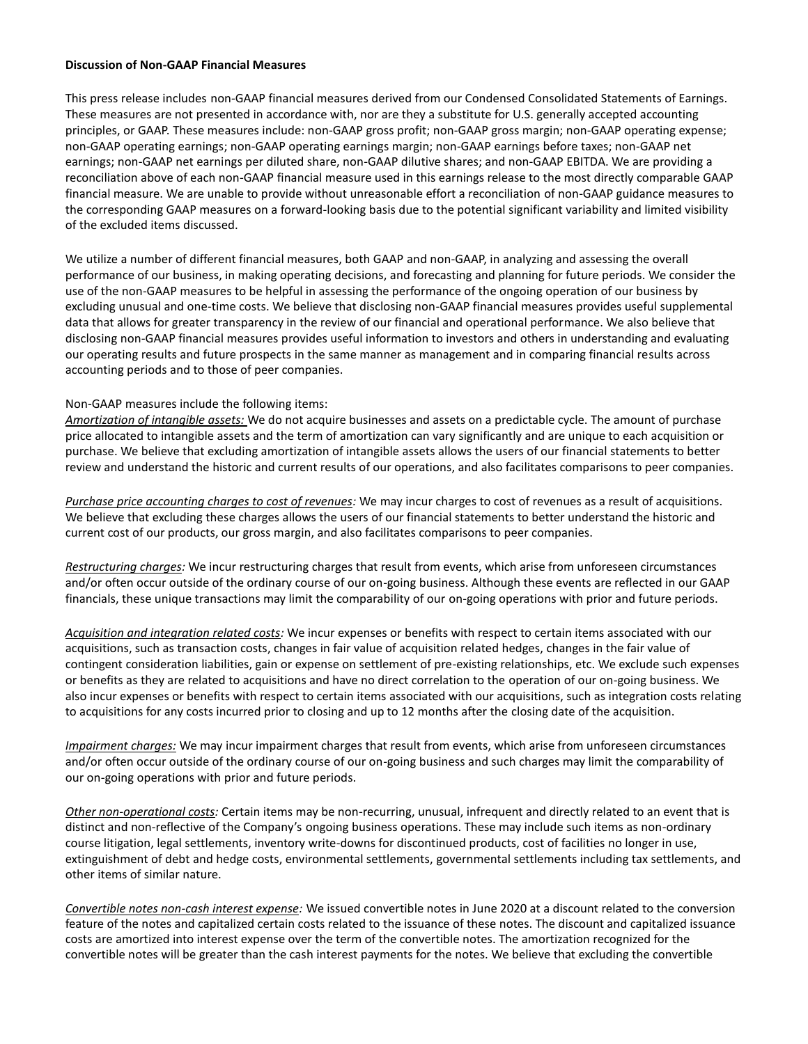**Discussion of Non-GAAP Financial Measures**

This press release includes non-GAAP financial measures derived from our Condensed Consolidated Statements of Earnings. These measures are not presented in accordance with, nor are they a substitute for U.S. generally accepted accounting principles, or GAAP. These measures include: non-GAAP gross profit; non-GAAP gross margin; non-GAAP operating expense; non-GAAP operating earnings; non-GAAP operating earnings margin; non-GAAP earnings before taxes; non-GAAP net earnings; non-GAAP net earnings per diluted share, non-GAAP dilutive shares; and non-GAAP EBITDA. We are providing a reconciliation above of each non-GAAP financial measure used in this earnings release to the most directly comparable GAAP financial measure. We are unable to provide without unreasonable effort a reconciliation of non-GAAP guidance measures to the corresponding GAAP measures on a forward-looking basis due to the potential significant variability and limited visibility of the excluded items discussed.

We utilize a number of different financial measures, both GAAP and non-GAAP, in analyzing and assessing the overall performance of our business, in making operating decisions, and forecasting and planning for future periods. We consider the use of the non-GAAP measures to be helpful in assessing the performance of the ongoing operation of our business by excluding unusual and one-time costs. We believe that disclosing non-GAAP financial measures provides useful supplemental data that allows for greater transparency in the review of our financial and operational performance. We also believe that disclosing non-GAAP financial measures provides useful information to investors and others in understanding and evaluating our operating results and future prospects in the same manner as management and in comparing financial results across accounting periods and to those of peer companies.

Non-GAAP measures include the following items:

*Amortization of intangible assets:* We do not acquire businesses and assets on a predictable cycle. The amount of purchase price allocated to intangible assets and the term of amortization can vary significantly and are unique to each acquisition or purchase. We believe that excluding amortization of intangible assets allows the users of our financial statements to better review and understand the historic and current results of our operations, and also facilitates comparisons to peer companies.

*Purchase price accounting charges to cost of revenues:* We may incur charges to cost of revenues as a result of acquisitions. We believe that excluding these charges allows the users of our financial statements to better understand the historic and current cost of our products, our gross margin, and also facilitates comparisons to peer companies.

*Restructuring charges:* We incur restructuring charges that result from events, which arise from unforeseen circumstances and/or often occur outside of the ordinary course of our on-going business. Although these events are reflected in our GAAP financials, these unique transactions may limit the comparability of our on-going operations with prior and future periods.

*Acquisition and integration related costs:* We incur expenses or benefits with respect to certain items associated with our acquisitions, such as transaction costs, changes in fair value of acquisition related hedges, changes in the fair value of contingent consideration liabilities, gain or expense on settlement of pre-existing relationships, etc. We exclude such expenses or benefits as they are related to acquisitions and have no direct correlation to the operation of our on-going business. We also incur expenses or benefits with respect to certain items associated with our acquisitions, such as integration costs relating to acquisitions for any costs incurred prior to closing and up to 12 months after the closing date of the acquisition.

*Impairment charges:* We may incur impairment charges that result from events, which arise from unforeseen circumstances and/or often occur outside of the ordinary course of our on-going business and such charges may limit the comparability of our on-going operations with prior and future periods.

*Other non-operational costs:* Certain items may be non-recurring, unusual, infrequent and directly related to an event that is distinct and non-reflective of the Company's ongoing business operations. These may include such items as non-ordinary course litigation, legal settlements, inventory write-downs for discontinued products, cost of facilities no longer in use, extinguishment of debt and hedge costs, environmental settlements, governmental settlements including tax settlements, and other items of similar nature.

*Convertible notes non-cash interest expense:* We issued convertible notes in June 2020 at a discount related to the conversion feature of the notes and capitalized certain costs related to the issuance of these notes. The discount and capitalized issuance costs are amortized into interest expense over the term of the convertible notes. The amortization recognized for the convertible notes will be greater than the cash interest payments for the notes. We believe that excluding the convertible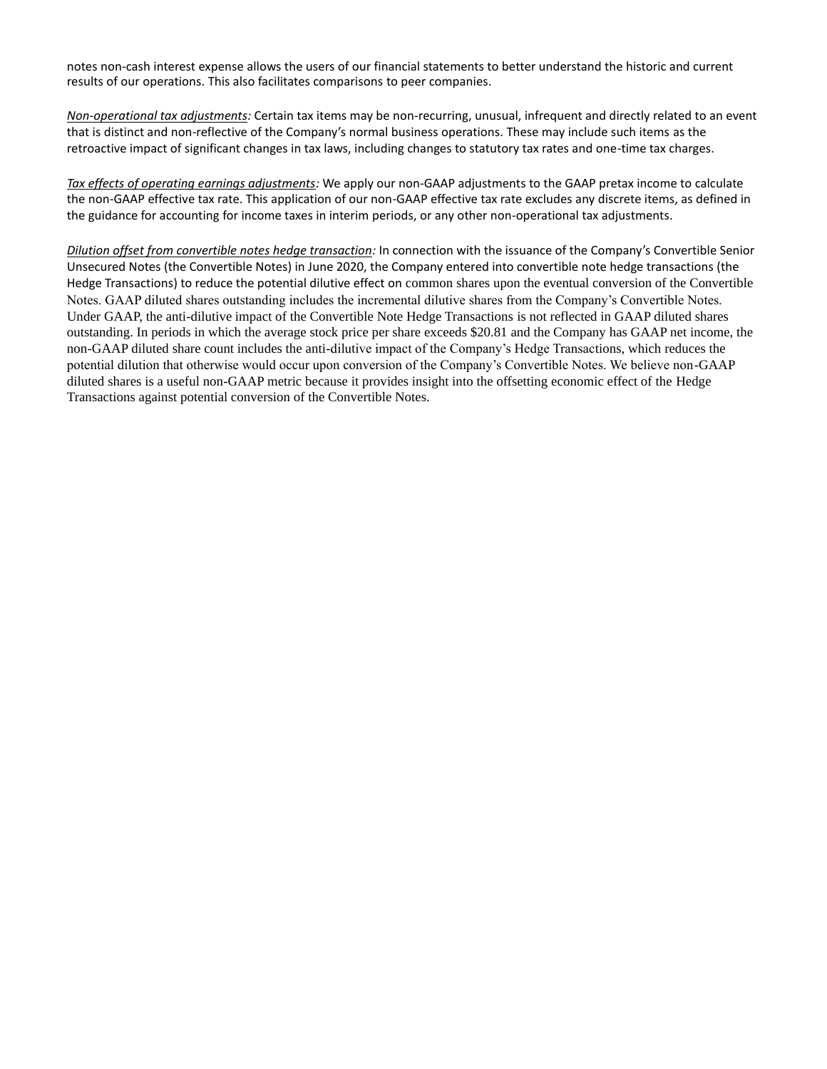notes non-cash interest expense allows the users of our financial statements to better understand the historic and current results of our operations. This also facilitates comparisons to peer companies.

*Non-operational tax adjustments:* Certain tax items may be non-recurring, unusual, infrequent and directly related to an event that is distinct and non-reflective of the Company's normal business operations. These may include such items as the retroactive impact of significant changes in tax laws, including changes to statutory tax rates and one-time tax charges.

*Tax effects of operating earnings adjustments:* We apply our non-GAAP adjustments to the GAAP pretax income to calculate the non-GAAP effective tax rate. This application of our non-GAAP effective tax rate excludes any discrete items, as defined in the guidance for accounting for income taxes in interim periods, or any other non-operational tax adjustments.

*Dilution offset from convertible notes hedge transaction:* In connection with the issuance of the Company's Convertible Senior Unsecured Notes (the Convertible Notes) in June 2020, the Company entered into convertible note hedge transactions (the Hedge Transactions) to reduce the potential dilutive effect on common shares upon the eventual conversion of the Convertible Notes. GAAP diluted shares outstanding includes the incremental dilutive shares from the Company's Convertible Notes. Under GAAP, the anti-dilutive impact of the Convertible Note Hedge Transactions is not reflected in GAAP diluted shares outstanding. In periods in which the average stock price per share exceeds $20.81 and the Company has GAAP net income, the non-GAAP diluted share count includes the anti-dilutive impact of the Company's Hedge Transactions, which reduces the potential dilution that otherwise would occur upon conversion of the Company's Convertible Notes. We believe non-GAAP diluted shares is a useful non-GAAP metric because it provides insight into the offsetting economic effect of the Hedge Transactions against potential conversion of the Convertible Notes.